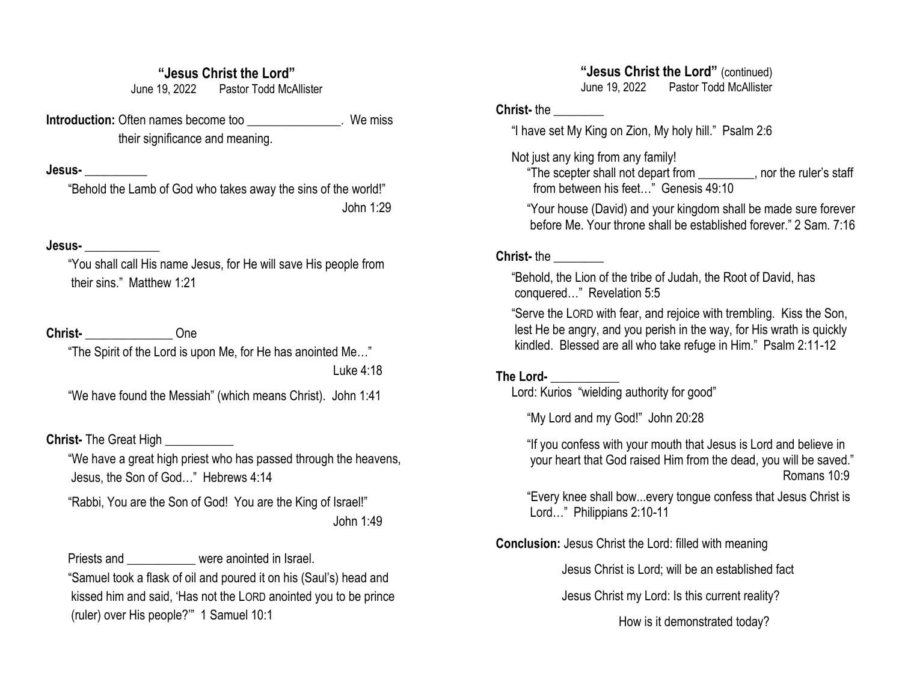## "Jesus Christ the Lord"

June 19, 2022 Pastor Todd McAllister

**Introduction:** Often names become too _______________. We miss their significance and meaning.

**Jesus-** __________

"Behold the Lamb of God who takes away the sins of the world!" John 1:29

**Jesus-** ____________

"You shall call His name Jesus, for He will save His people from their sins." Matthew 1:21

**Christ-** ______________ One

"The Spirit of the Lord is upon Me, for He has anointed Me…" Luke 4:18

"We have found the Messiah" (which means Christ). John 1:41

**Christ-** The Great High ___________

"We have a great high priest who has passed through the heavens, Jesus, the Son of God…" Hebrews 4:14

"Rabbi, You are the Son of God! You are the King of Israel!" John 1:49

Priests and ___________ were anointed in Israel.

"Samuel took a flask of oil and poured it on his (Saul's) head and kissed him and said, 'Has not the LORD anointed you to be prince (ruler) over His people?'" 1 Samuel 10:1

## "Jesus Christ the Lord" (continued)

June 19, 2022 Pastor Todd McAllister

**Christ-** the ________

"I have set My King on Zion, My holy hill." Psalm 2:6

Not just any king from any family!

"The scepter shall not depart from _________, nor the ruler's staff from between his feet…" Genesis 49:10

"Your house (David) and your kingdom shall be made sure forever before Me. Your throne shall be established forever." 2 Sam. 7:16

**Christ-** the ________

"Behold, the Lion of the tribe of Judah, the Root of David, has conquered…" Revelation 5:5

"Serve the LORD with fear, and rejoice with trembling. Kiss the Son, lest He be angry, and you perish in the way, for His wrath is quickly kindled. Blessed are all who take refuge in Him." Psalm 2:11-12

**The Lord-** ___________

Lord: Kurios "wielding authority for good"

"My Lord and my God!" John 20:28

"If you confess with your mouth that Jesus is Lord and believe in your heart that God raised Him from the dead, you will be saved." Romans 10:9

"Every knee shall bow...every tongue confess that Jesus Christ is Lord…" Philippians 2:10-11

**Conclusion:** Jesus Christ the Lord: filled with meaning

Jesus Christ is Lord; will be an established fact

Jesus Christ my Lord: Is this current reality?

How is it demonstrated today?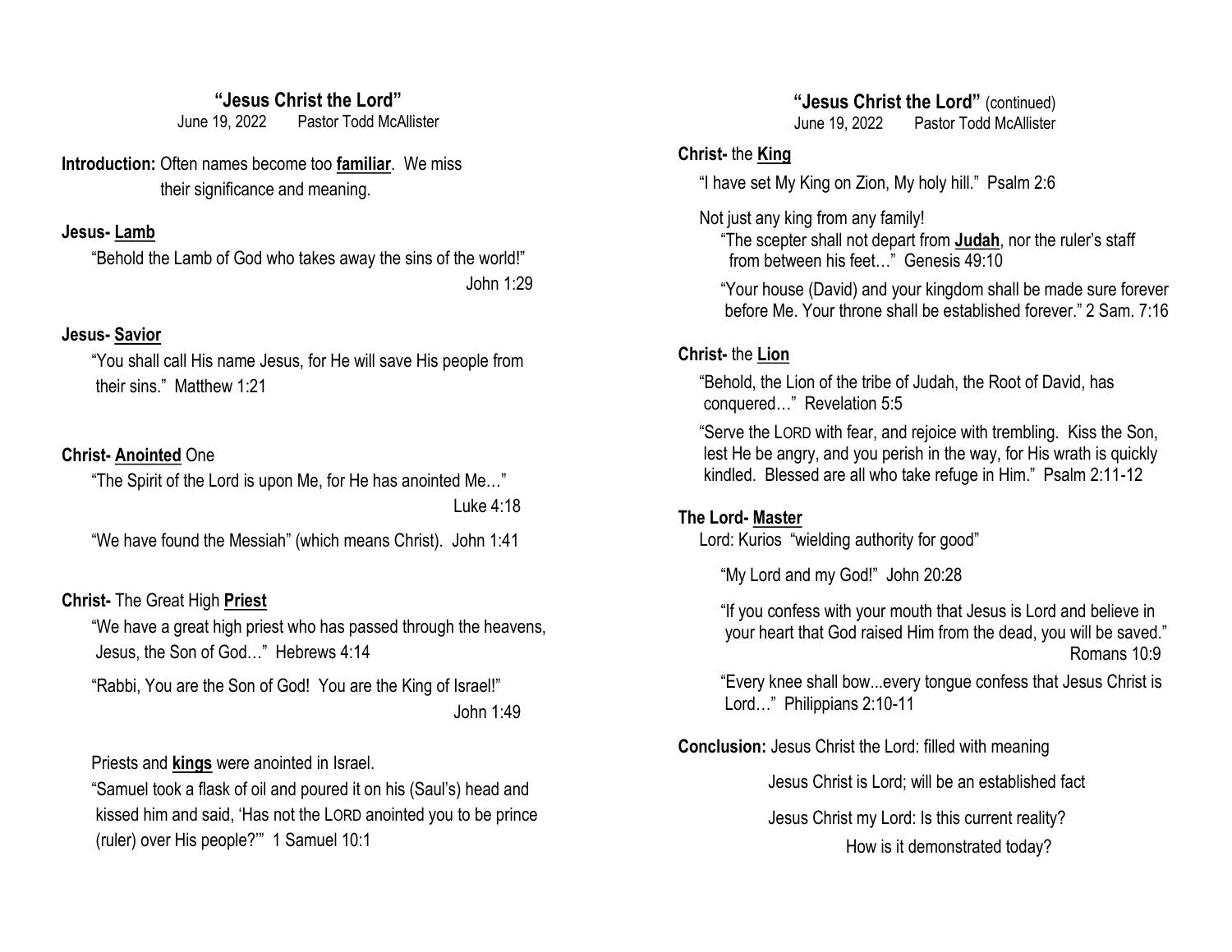## "Jesus Christ the Lord"

June 19, 2022    Pastor Todd McAllister

**Introduction:** Often names become too **familiar**. We miss their significance and meaning.

**Jesus- Lamb**

"Behold the Lamb of God who takes away the sins of the world!" John 1:29

**Jesus- Savior**

"You shall call His name Jesus, for He will save His people from their sins." Matthew 1:21

**Christ- Anointed** One

"The Spirit of the Lord is upon Me, for He has anointed Me…" Luke 4:18

"We have found the Messiah" (which means Christ). John 1:41

**Christ-** The Great High **Priest**

"We have a great high priest who has passed through the heavens, Jesus, the Son of God…" Hebrews 4:14

"Rabbi, You are the Son of God! You are the King of Israel!" John 1:49

Priests and **kings** were anointed in Israel.

"Samuel took a flask of oil and poured it on his (Saul's) head and kissed him and said, 'Has not the LORD anointed you to be prince (ruler) over His people?'" 1 Samuel 10:1

## "Jesus Christ the Lord" (continued)

June 19, 2022    Pastor Todd McAllister

**Christ-** the **King**

"I have set My King on Zion, My holy hill." Psalm 2:6

Not just any king from any family!

"The scepter shall not depart from **Judah**, nor the ruler's staff from between his feet…" Genesis 49:10

"Your house (David) and your kingdom shall be made sure forever before Me. Your throne shall be established forever." 2 Sam. 7:16

**Christ-** the **Lion**

"Behold, the Lion of the tribe of Judah, the Root of David, has conquered…" Revelation 5:5

"Serve the LORD with fear, and rejoice with trembling. Kiss the Son, lest He be angry, and you perish in the way, for His wrath is quickly kindled. Blessed are all who take refuge in Him." Psalm 2:11-12

**The Lord- Master**

Lord: Kurios "wielding authority for good"

"My Lord and my God!" John 20:28

"If you confess with your mouth that Jesus is Lord and believe in your heart that God raised Him from the dead, you will be saved." Romans 10:9

"Every knee shall bow...every tongue confess that Jesus Christ is Lord…" Philippians 2:10-11

**Conclusion:** Jesus Christ the Lord: filled with meaning

Jesus Christ is Lord; will be an established fact

Jesus Christ my Lord: Is this current reality?

How is it demonstrated today?